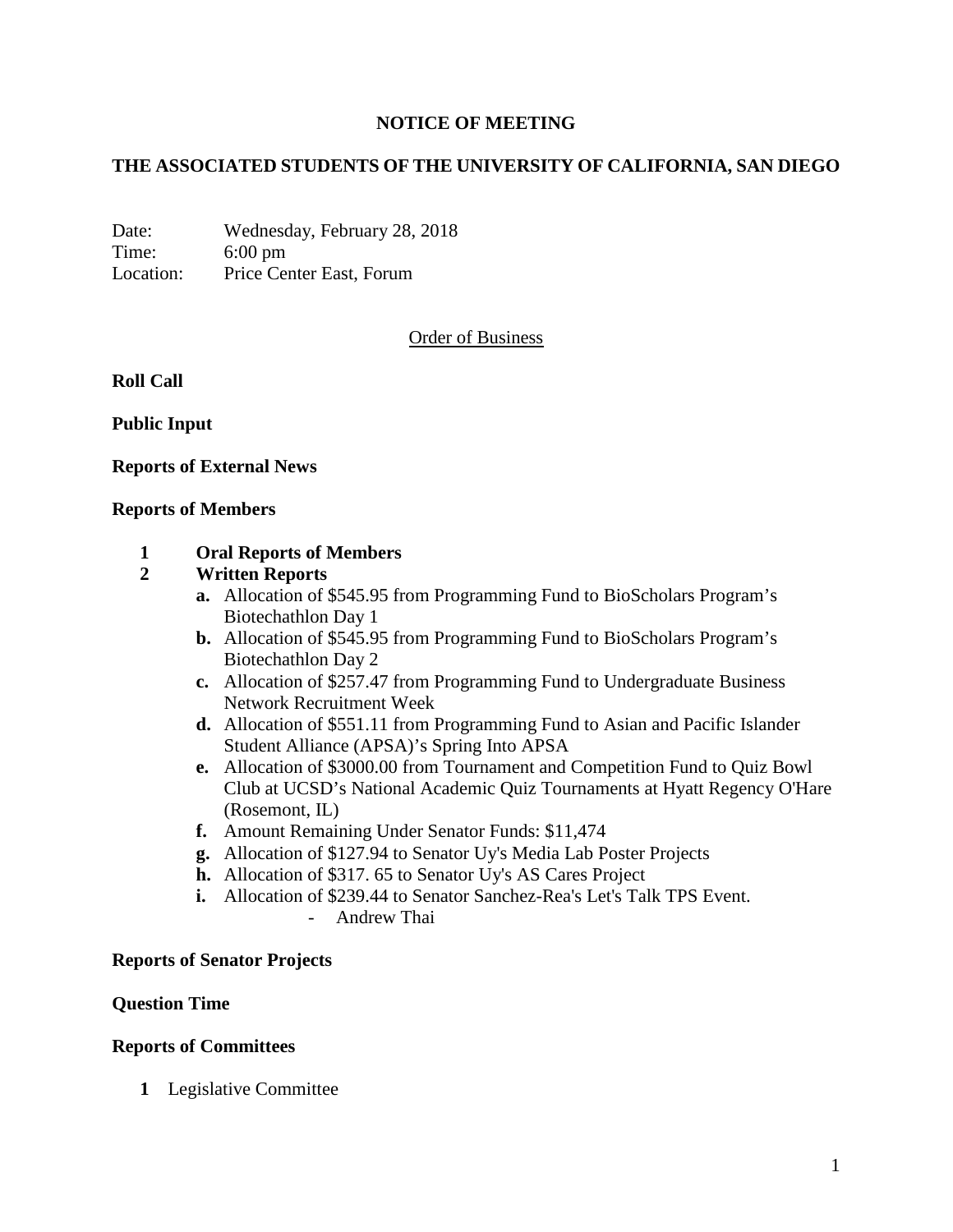# NOTICE OF MEETING

## THE ASSOCIATED STUDENTS OF THE UNIVERSITY OF CALIFORNIA, SAN DIEGO

Date: Wednesday, February 28, 2018
Time: 6:00 pm
Location: Price Center East, Forum

Order of Business

**Roll Call**

**Public Input**

**Reports of External News**

**Reports of Members**

**1 Oral Reports of Members**

**2 Written Reports**

- **a.** Allocation of $545.95 from Programming Fund to BioScholars Program's Biotechathlon Day 1
- **b.** Allocation of $545.95 from Programming Fund to BioScholars Program's Biotechathlon Day 2
- **c.** Allocation of $257.47 from Programming Fund to Undergraduate Business Network Recruitment Week
- **d.** Allocation of $551.11 from Programming Fund to Asian and Pacific Islander Student Alliance (APSA)'s Spring Into APSA
- **e.** Allocation of $3000.00 from Tournament and Competition Fund to Quiz Bowl Club at UCSD's National Academic Quiz Tournaments at Hyatt Regency O'Hare (Rosemont, IL)
- **f.** Amount Remaining Under Senator Funds: $11,474
- **g.** Allocation of $127.94 to Senator Uy's Media Lab Poster Projects
- **h.** Allocation of $317. 65 to Senator Uy's AS Cares Project
- **i.** Allocation of $239.44 to Senator Sanchez-Rea's Let's Talk TPS Event.
  - Andrew Thai

**Reports of Senator Projects**

**Question Time**

**Reports of Committees**

**1** Legislative Committee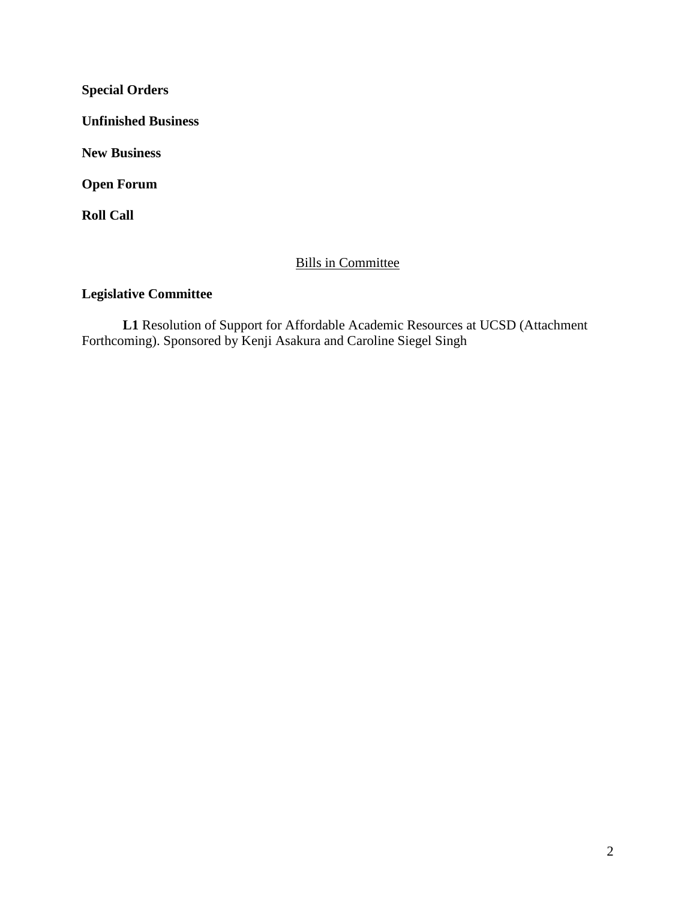**Special Orders**

**Unfinished Business**

**New Business**

**Open Forum**

**Roll Call**

Bills in Committee

**Legislative Committee**

**L1** Resolution of Support for Affordable Academic Resources at UCSD (Attachment Forthcoming). Sponsored by Kenji Asakura and Caroline Siegel Singh